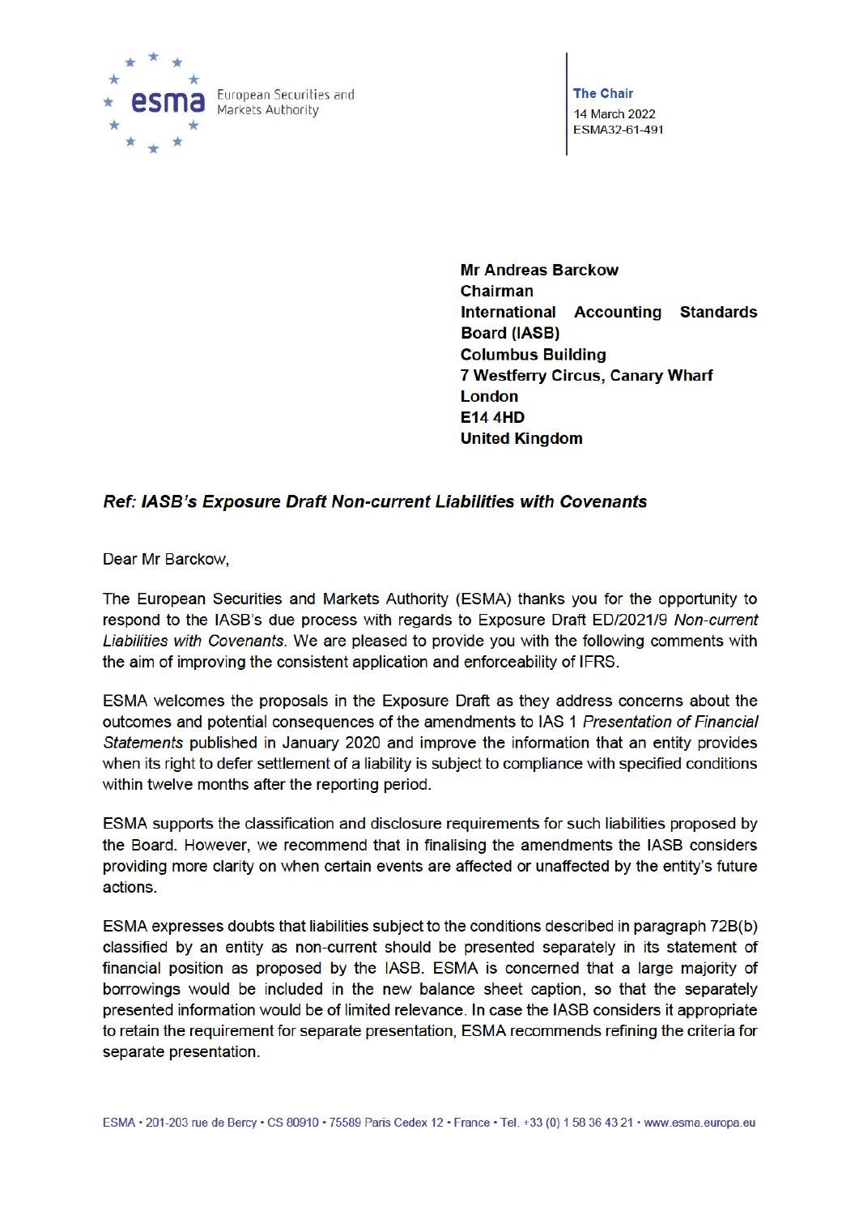European Securities and Markets Authority

**The Chair**

14 March 2022

ESMA32-61-491

**Mr Andreas Barckow**
**Chairman**
**International Accounting Standards Board (IASB)**
**Columbus Building**
**7 Westferry Circus, Canary Wharf**
**London**
**E14 4HD**
**United Kingdom**

***Ref: IASB's Exposure Draft Non-current Liabilities with Covenants***

Dear Mr Barckow,

The European Securities and Markets Authority (ESMA) thanks you for the opportunity to respond to the IASB's due process with regards to Exposure Draft ED/2021/9 *Non-current Liabilities with Covenants*. We are pleased to provide you with the following comments with the aim of improving the consistent application and enforceability of IFRS.

ESMA welcomes the proposals in the Exposure Draft as they address concerns about the outcomes and potential consequences of the amendments to IAS 1 *Presentation of Financial Statements* published in January 2020 and improve the information that an entity provides when its right to defer settlement of a liability is subject to compliance with specified conditions within twelve months after the reporting period.

ESMA supports the classification and disclosure requirements for such liabilities proposed by the Board. However, we recommend that in finalising the amendments the IASB considers providing more clarity on when certain events are affected or unaffected by the entity's future actions.

ESMA expresses doubts that liabilities subject to the conditions described in paragraph 72B(b) classified by an entity as non-current should be presented separately in its statement of financial position as proposed by the IASB. ESMA is concerned that a large majority of borrowings would be included in the new balance sheet caption, so that the separately presented information would be of limited relevance. In case the IASB considers it appropriate to retain the requirement for separate presentation, ESMA recommends refining the criteria for separate presentation.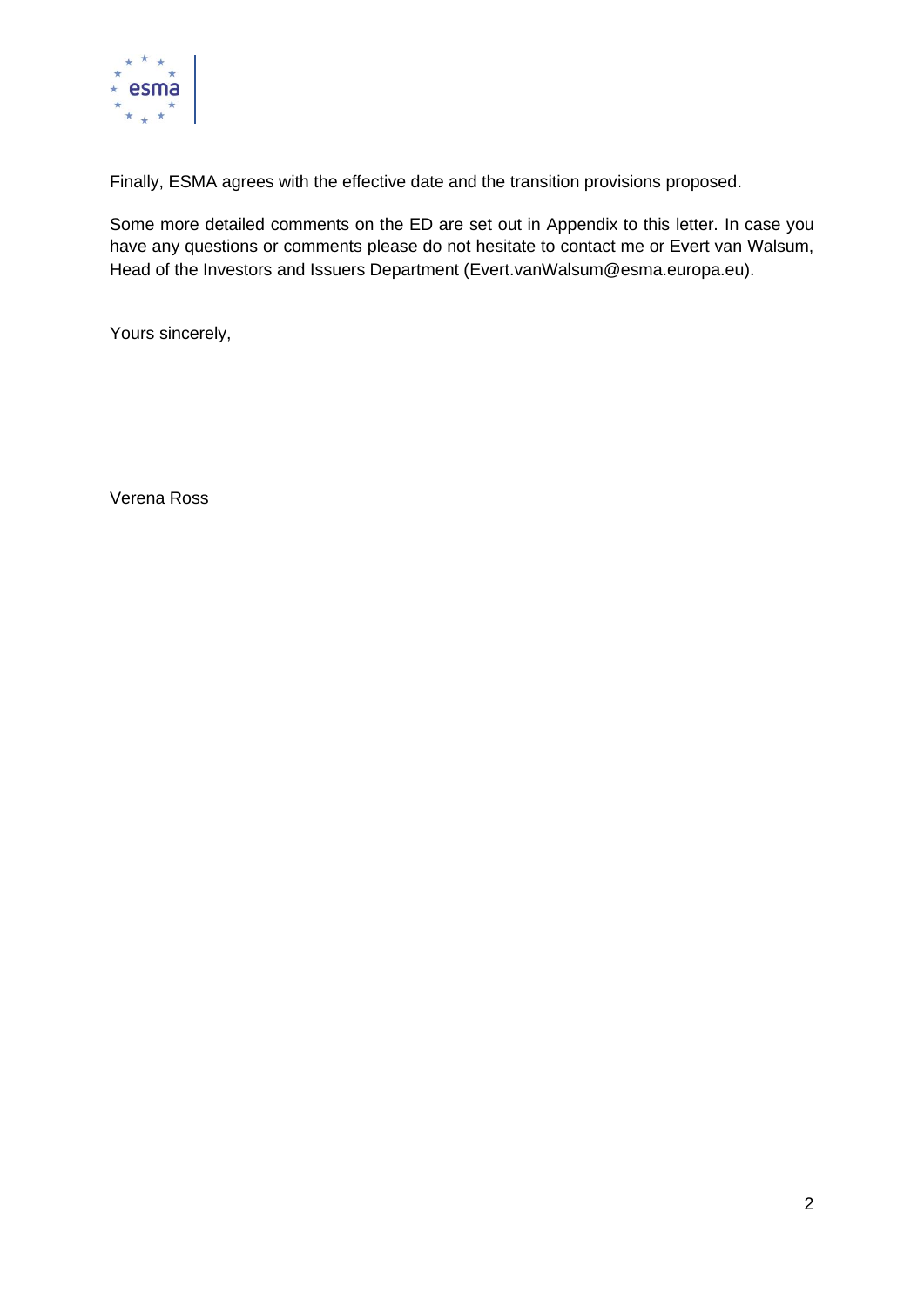Finally, ESMA agrees with the effective date and the transition provisions proposed.

Some more detailed comments on the ED are set out in Appendix to this letter. In case you have any questions or comments please do not hesitate to contact me or Evert van Walsum, Head of the Investors and Issuers Department (Evert.vanWalsum@esma.europa.eu).

Yours sincerely,

Verena Ross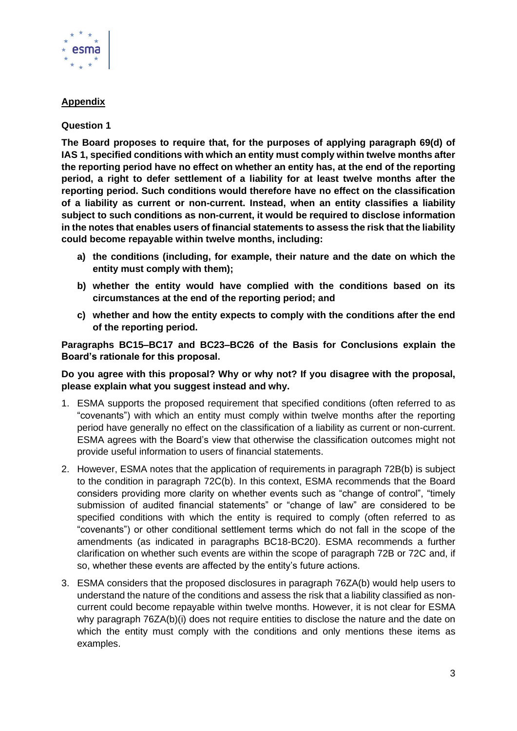**Appendix**

**Question 1**

**The Board proposes to require that, for the purposes of applying paragraph 69(d) of IAS 1, specified conditions with which an entity must comply within twelve months after the reporting period have no effect on whether an entity has, at the end of the reporting period, a right to defer settlement of a liability for at least twelve months after the reporting period. Such conditions would therefore have no effect on the classification of a liability as current or non-current. Instead, when an entity classifies a liability subject to such conditions as non-current, it would be required to disclose information in the notes that enables users of financial statements to assess the risk that the liability could become repayable within twelve months, including:**

- **a) the conditions (including, for example, their nature and the date on which the entity must comply with them);**
- **b) whether the entity would have complied with the conditions based on its circumstances at the end of the reporting period; and**
- **c) whether and how the entity expects to comply with the conditions after the end of the reporting period.**

**Paragraphs BC15–BC17 and BC23–BC26 of the Basis for Conclusions explain the Board's rationale for this proposal.**

**Do you agree with this proposal? Why or why not? If you disagree with the proposal, please explain what you suggest instead and why.**

1. ESMA supports the proposed requirement that specified conditions (often referred to as "covenants") with which an entity must comply within twelve months after the reporting period have generally no effect on the classification of a liability as current or non-current. ESMA agrees with the Board's view that otherwise the classification outcomes might not provide useful information to users of financial statements.
2. However, ESMA notes that the application of requirements in paragraph 72B(b) is subject to the condition in paragraph 72C(b). In this context, ESMA recommends that the Board considers providing more clarity on whether events such as "change of control", "timely submission of audited financial statements" or "change of law" are considered to be specified conditions with which the entity is required to comply (often referred to as "covenants") or other conditional settlement terms which do not fall in the scope of the amendments (as indicated in paragraphs BC18-BC20). ESMA recommends a further clarification on whether such events are within the scope of paragraph 72B or 72C and, if so, whether these events are affected by the entity's future actions.
3. ESMA considers that the proposed disclosures in paragraph 76ZA(b) would help users to understand the nature of the conditions and assess the risk that a liability classified as non-current could become repayable within twelve months. However, it is not clear for ESMA why paragraph 76ZA(b)(i) does not require entities to disclose the nature and the date on which the entity must comply with the conditions and only mentions these items as examples.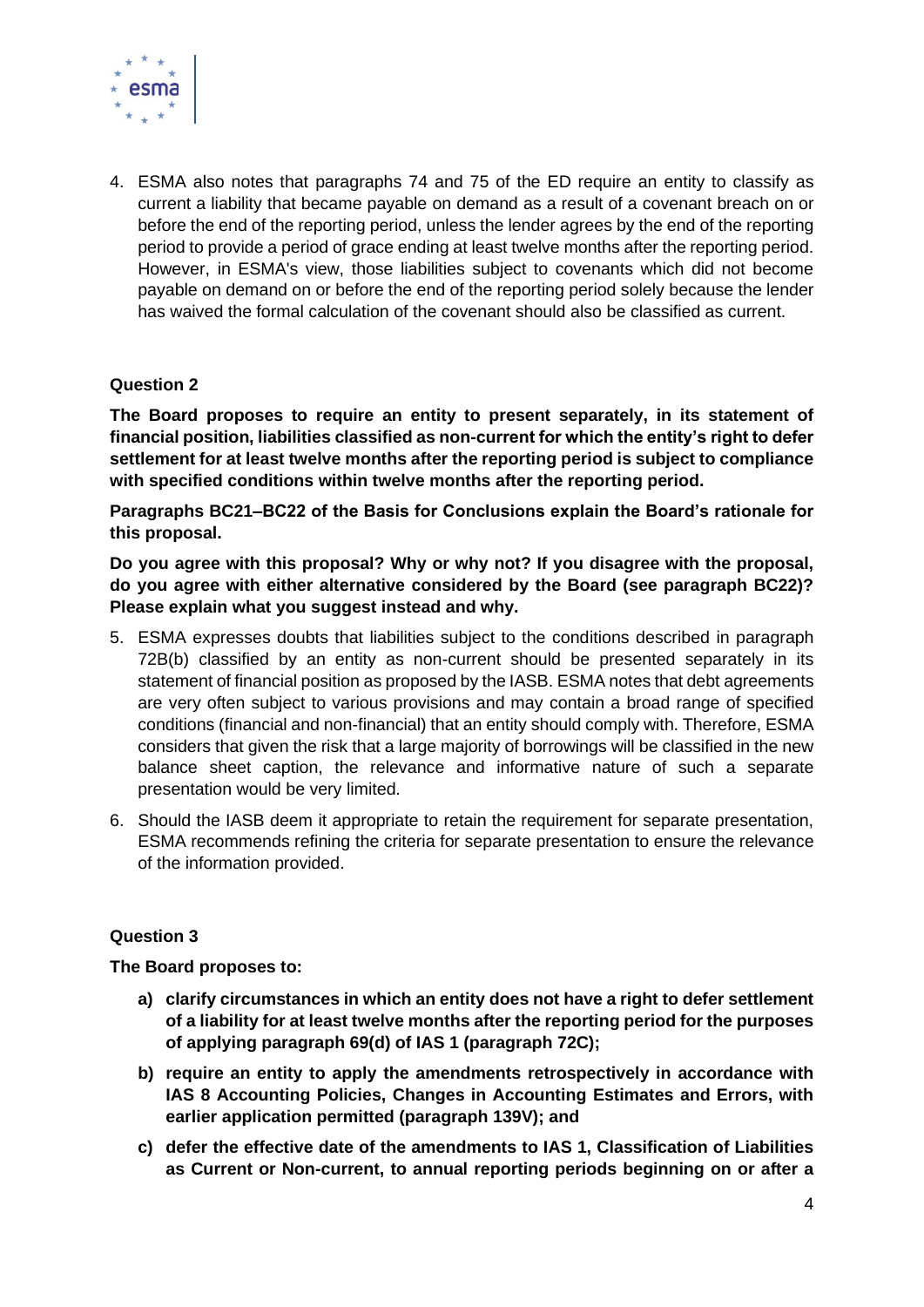4. ESMA also notes that paragraphs 74 and 75 of the ED require an entity to classify as current a liability that became payable on demand as a result of a covenant breach on or before the end of the reporting period, unless the lender agrees by the end of the reporting period to provide a period of grace ending at least twelve months after the reporting period. However, in ESMA's view, those liabilities subject to covenants which did not become payable on demand on or before the end of the reporting period solely because the lender has waived the formal calculation of the covenant should also be classified as current.

### Question 2

**The Board proposes to require an entity to present separately, in its statement of financial position, liabilities classified as non-current for which the entity's right to defer settlement for at least twelve months after the reporting period is subject to compliance with specified conditions within twelve months after the reporting period.**

**Paragraphs BC21–BC22 of the Basis for Conclusions explain the Board's rationale for this proposal.**

**Do you agree with this proposal? Why or why not? If you disagree with the proposal, do you agree with either alternative considered by the Board (see paragraph BC22)? Please explain what you suggest instead and why.**

5. ESMA expresses doubts that liabilities subject to the conditions described in paragraph 72B(b) classified by an entity as non-current should be presented separately in its statement of financial position as proposed by the IASB. ESMA notes that debt agreements are very often subject to various provisions and may contain a broad range of specified conditions (financial and non-financial) that an entity should comply with. Therefore, ESMA considers that given the risk that a large majority of borrowings will be classified in the new balance sheet caption, the relevance and informative nature of such a separate presentation would be very limited.

6. Should the IASB deem it appropriate to retain the requirement for separate presentation, ESMA recommends refining the criteria for separate presentation to ensure the relevance of the information provided.

### Question 3

**The Board proposes to:**

- **a) clarify circumstances in which an entity does not have a right to defer settlement of a liability for at least twelve months after the reporting period for the purposes of applying paragraph 69(d) of IAS 1 (paragraph 72C);**
- **b) require an entity to apply the amendments retrospectively in accordance with IAS 8 Accounting Policies, Changes in Accounting Estimates and Errors, with earlier application permitted (paragraph 139V); and**
- **c) defer the effective date of the amendments to IAS 1, Classification of Liabilities as Current or Non-current, to annual reporting periods beginning on or after a**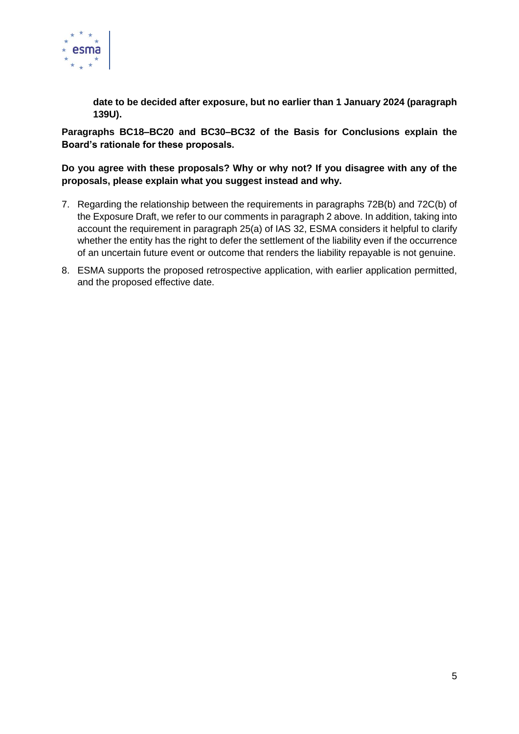**date to be decided after exposure, but no earlier than 1 January 2024 (paragraph 139U).**

**Paragraphs BC18–BC20 and BC30–BC32 of the Basis for Conclusions explain the Board's rationale for these proposals.**

**Do you agree with these proposals? Why or why not? If you disagree with any of the proposals, please explain what you suggest instead and why.**

7. Regarding the relationship between the requirements in paragraphs 72B(b) and 72C(b) of the Exposure Draft, we refer to our comments in paragraph 2 above. In addition, taking into account the requirement in paragraph 25(a) of IAS 32, ESMA considers it helpful to clarify whether the entity has the right to defer the settlement of the liability even if the occurrence of an uncertain future event or outcome that renders the liability repayable is not genuine.

8. ESMA supports the proposed retrospective application, with earlier application permitted, and the proposed effective date.